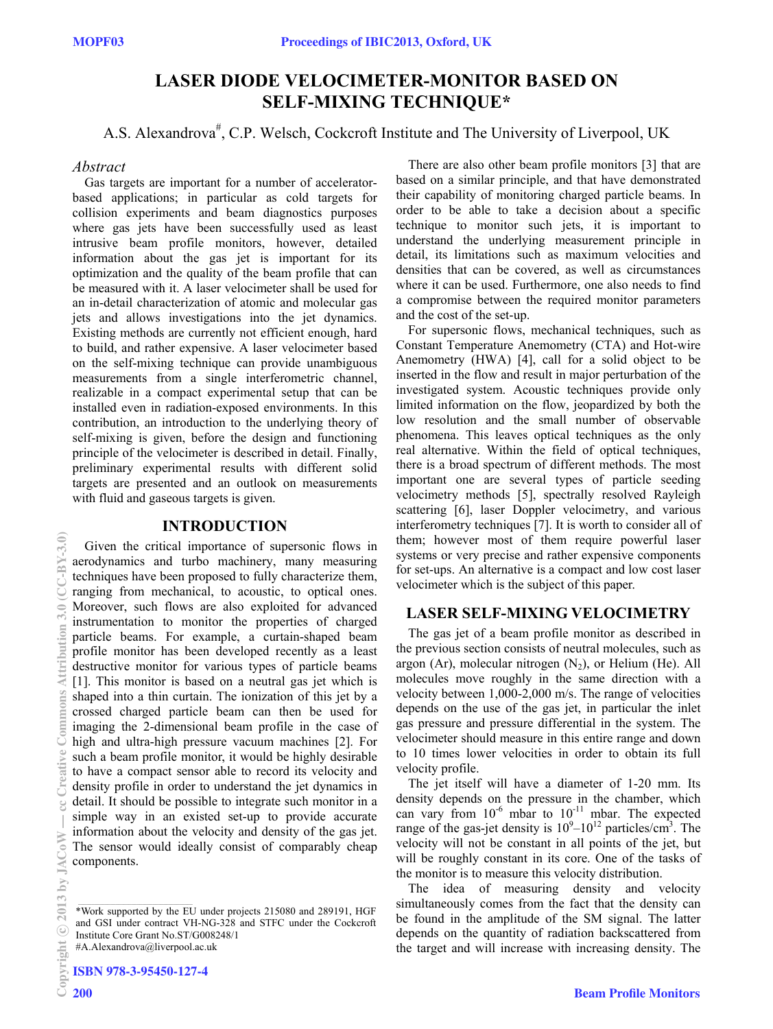# LASER DIODE VELOCIMETER-MONITOR BASED ON SELF-MIXING TECHNIQUE*

A.S. Alexandrova#, C.P. Welsch, Cockcroft Institute and The University of Liverpool, UK

## *Abstract*

Gas targets are important for a number of accelerator-based applications; in particular as cold targets for collision experiments and beam diagnostics purposes where gas jets have been successfully used as least intrusive beam profile monitors, however, detailed information about the gas jet is important for its optimization and the quality of the beam profile that can be measured with it. A laser velocimeter shall be used for an in-detail characterization of atomic and molecular gas jets and allows investigations into the jet dynamics. Existing methods are currently not efficient enough, hard to build, and rather expensive. A laser velocimeter based on the self-mixing technique can provide unambiguous measurements from a single interferometric channel, realizable in a compact experimental setup that can be installed even in radiation-exposed environments. In this contribution, an introduction to the underlying theory of self-mixing is given, before the design and functioning principle of the velocimeter is described in detail. Finally, preliminary experimental results with different solid targets are presented and an outlook on measurements with fluid and gaseous targets is given.

## INTRODUCTION

Given the critical importance of supersonic flows in aerodynamics and turbo machinery, many measuring techniques have been proposed to fully characterize them, ranging from mechanical, to acoustic, to optical ones. Moreover, such flows are also exploited for advanced instrumentation to monitor the properties of charged particle beams. For example, a curtain-shaped beam profile monitor has been developed recently as a least destructive monitor for various types of particle beams [1]. This monitor is based on a neutral gas jet which is shaped into a thin curtain. The ionization of this jet by a crossed charged particle beam can then be used for imaging the 2-dimensional beam profile in the case of high and ultra-high pressure vacuum machines [2]. For such a beam profile monitor, it would be highly desirable to have a compact sensor able to record its velocity and density profile in order to understand the jet dynamics in detail. It should be possible to integrate such monitor in a simple way in an existed set-up to provide accurate information about the velocity and density of the gas jet. The sensor would ideally consist of comparably cheap components.

There are also other beam profile monitors [3] that are based on a similar principle, and that have demonstrated their capability of monitoring charged particle beams. In order to be able to take a decision about a specific technique to monitor such jets, it is important to understand the underlying measurement principle in detail, its limitations such as maximum velocities and densities that can be covered, as well as circumstances where it can be used. Furthermore, one also needs to find a compromise between the required monitor parameters and the cost of the set-up.

For supersonic flows, mechanical techniques, such as Constant Temperature Anemometry (CTA) and Hot-wire Anemometry (HWA) [4], call for a solid object to be inserted in the flow and result in major perturbation of the investigated system. Acoustic techniques provide only limited information on the flow, jeopardized by both the low resolution and the small number of observable phenomena. This leaves optical techniques as the only real alternative. Within the field of optical techniques, there is a broad spectrum of different methods. The most important one are several types of particle seeding velocimetry methods [5], spectrally resolved Rayleigh scattering [6], laser Doppler velocimetry, and various interferometry techniques [7]. It is worth to consider all of them; however most of them require powerful laser systems or very precise and rather expensive components for set-ups. An alternative is a compact and low cost laser velocimeter which is the subject of this paper.

## LASER SELF-MIXING VELOCIMETRY

The gas jet of a beam profile monitor as described in the previous section consists of neutral molecules, such as argon (Ar), molecular nitrogen ($N_2$), or Helium (He). All molecules move roughly in the same direction with a velocity between 1,000-2,000 m/s. The range of velocities depends on the use of the gas jet, in particular the inlet gas pressure and pressure differential in the system. The velocimeter should measure in this entire range and down to 10 times lower velocities in order to obtain its full velocity profile.

The jet itself will have a diameter of 1-20 mm. Its density depends on the pressure in the chamber, which can vary from $10^{-6}$ mbar to $10^{-11}$ mbar. The expected range of the gas-jet density is $10^{9}$–$10^{12}$ particles/cm$^{3}$. The velocity will not be constant in all points of the jet, but will be roughly constant in its core. One of the tasks of the monitor is to measure this velocity distribution.

The idea of measuring density and velocity simultaneously comes from the fact that the density can be found in the amplitude of the SM signal. The latter depends on the quantity of radiation backscattered from the target and will increase with increasing density. The

---

*Work supported by the EU under projects 215080 and 289191, HGF and GSI under contract VH-NG-328 and STFC under the Cockcroft Institute Core Grant No.ST/G008248/1

#A.Alexandrova@liverpool.ac.uk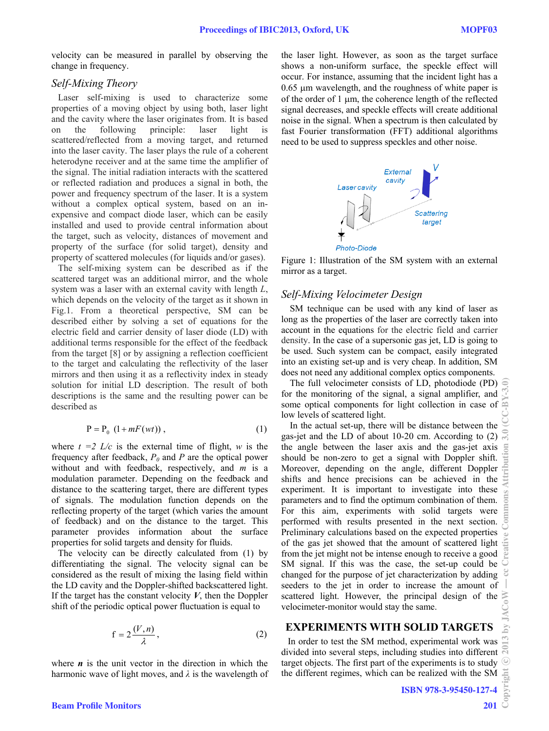velocity can be measured in parallel by observing the change in frequency.

### *Self-Mixing Theory*

Laser self-mixing is used to characterize some properties of a moving object by using both, laser light and the cavity where the laser originates from. It is based on the following principle: laser light is scattered/reflected from a moving target, and returned into the laser cavity. The laser plays the rule of a coherent heterodyne receiver and at the same time the amplifier of the signal. The initial radiation interacts with the scattered or reflected radiation and produces a signal in both, the power and frequency spectrum of the laser. It is a system without a complex optical system, based on an in-expensive and compact diode laser, which can be easily installed and used to provide central information about the target, such as velocity, distances of movement and property of the surface (for solid target), density and property of scattered molecules (for liquids and/or gases).

The self-mixing system can be described as if the scattered target was an additional mirror, and the whole system was a laser with an external cavity with length $L$, which depends on the velocity of the target as it shown in Fig.1. From a theoretical perspective, SM can be described either by solving a set of equations for the electric field and carrier density of laser diode (LD) with additional terms responsible for the effect of the feedback from the target [8] or by assigning a reflection coefficient to the target and calculating the reflectivity of the laser mirrors and then using it as a reflectivity index in steady solution for initial LD description. The result of both descriptions is the same and the resulting power can be described as

$$P = P_0 \, (1 + mF(wt)) \,, \tag{1}$$

where $t = 2L/c$ is the external time of flight, $w$ is the frequency after feedback, $P_0$ and $P$ are the optical power without and with feedback, respectively, and $m$ is a modulation parameter. Depending on the feedback and distance to the scattering target, there are different types of signals. The modulation function depends on the reflecting property of the target (which varies the amount of feedback) and on the distance to the target. This parameter provides information about the surface properties for solid targets and density for fluids.

The velocity can be directly calculated from (1) by differentiating the signal. The velocity signal can be considered as the result of mixing the lasing field within the LD cavity and the Doppler-shifted backscattered light. If the target has the constant velocity $\boldsymbol{V}$, then the Doppler shift of the periodic optical power fluctuation is equal to

$$f = 2\frac{(V, n)}{\lambda}\,, \tag{2}$$

where $\boldsymbol{n}$ is the unit vector in the direction in which the harmonic wave of light moves, and $\lambda$ is the wavelength of the laser light. However, as soon as the target surface shows a non-uniform surface, the speckle effect will occur. For instance, assuming that the incident light has a 0.65 μm wavelength, and the roughness of white paper is of the order of 1 μm, the coherence length of the reflected signal decreases, and speckle effects will create additional noise in the signal. When a spectrum is then calculated by fast Fourier transformation (FFT) additional algorithms need to be used to suppress speckles and other noise.

Figure 1: Illustration of the SM system with an external mirror as a target.

### *Self-Mixing Velocimeter Design*

SM technique can be used with any kind of laser as long as the properties of the laser are correctly taken into account in the equations for the electric field and carrier density. In the case of a supersonic gas jet, LD is going to be used. Such system can be compact, easily integrated into an existing set-up and is very cheap. In addition, SM does not need any additional complex optics components.

The full velocimeter consists of LD, photodiode (PD) for the monitoring of the signal, a signal amplifier, and some optical components for light collection in case of low levels of scattered light.

In the actual set-up, there will be distance between the gas-jet and the LD of about 10-20 cm. According to (2) the angle between the laser axis and the gas-jet axis should be non-zero to get a signal with Doppler shift. Moreover, depending on the angle, different Doppler shifts and hence precisions can be achieved in the experiment. It is important to investigate into these parameters and to find the optimum combination of them. For this aim, experiments with solid targets were performed with results presented in the next section. Preliminary calculations based on the expected properties of the gas jet showed that the amount of scattered light from the jet might not be intense enough to receive a good SM signal. If this was the case, the set-up could be changed for the purpose of jet characterization by adding seeders to the jet in order to increase the amount of scattered light. However, the principal design of the velocimeter-monitor would stay the same.

## EXPERIMENTS WITH SOLID TARGETS

In order to test the SM method, experimental work was divided into several steps, including studies into different target objects. The first part of the experiments is to study the different regimes, which can be realized with the SM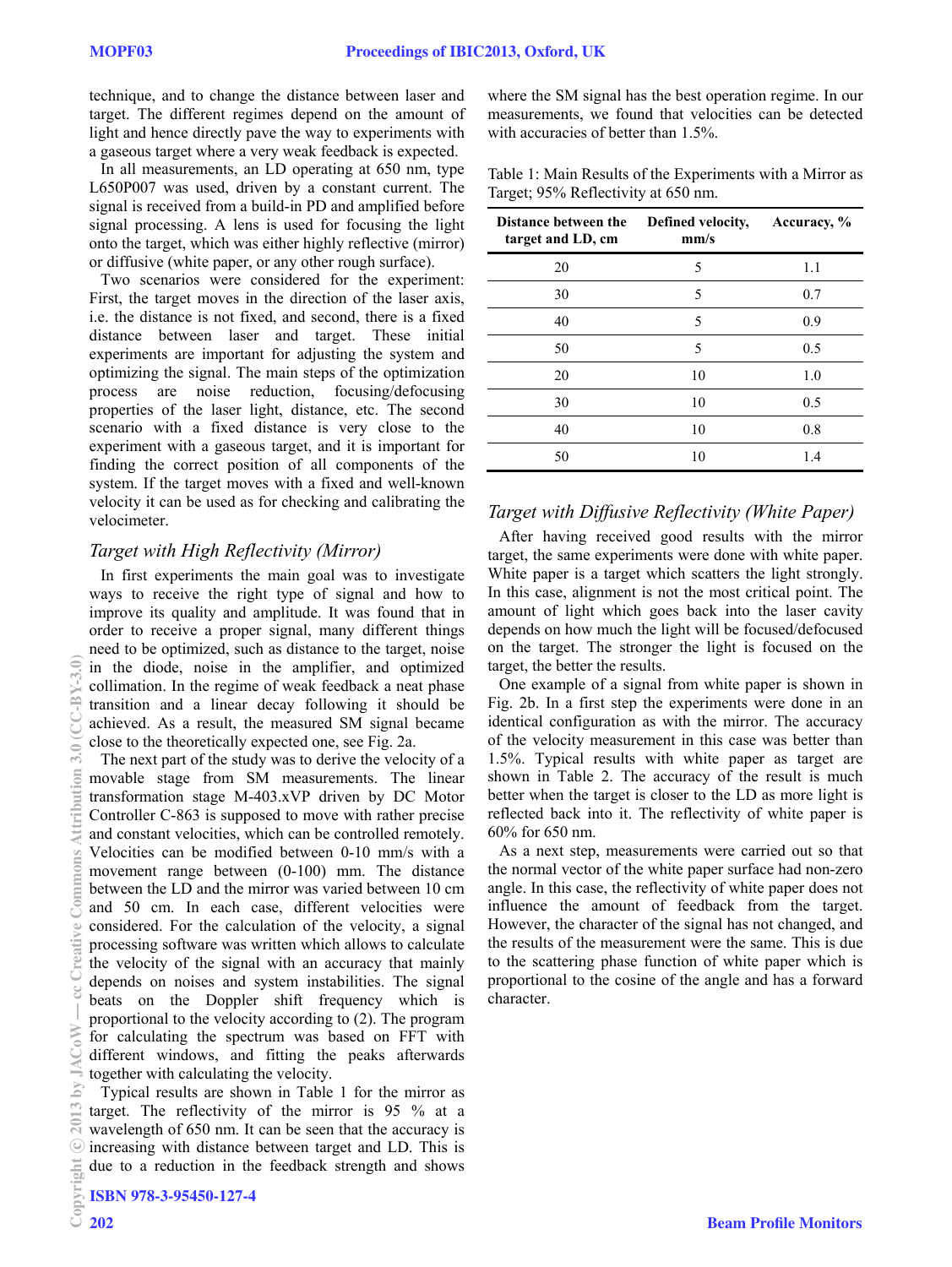technique, and to change the distance between laser and target. The different regimes depend on the amount of light and hence directly pave the way to experiments with a gaseous target where a very weak feedback is expected.

In all measurements, an LD operating at 650 nm, type L650P007 was used, driven by a constant current. The signal is received from a build-in PD and amplified before signal processing. A lens is used for focusing the light onto the target, which was either highly reflective (mirror) or diffusive (white paper, or any other rough surface).

Two scenarios were considered for the experiment: First, the target moves in the direction of the laser axis, i.e. the distance is not fixed, and second, there is a fixed distance between laser and target. These initial experiments are important for adjusting the system and optimizing the signal. The main steps of the optimization process are noise reduction, focusing/defocusing properties of the laser light, distance, etc. The second scenario with a fixed distance is very close to the experiment with a gaseous target, and it is important for finding the correct position of all components of the system. If the target moves with a fixed and well-known velocity it can be used as for checking and calibrating the velocimeter.

### *Target with High Reflectivity (Mirror)*

In first experiments the main goal was to investigate ways to receive the right type of signal and how to improve its quality and amplitude. It was found that in order to receive a proper signal, many different things need to be optimized, such as distance to the target, noise in the diode, noise in the amplifier, and optimized collimation. In the regime of weak feedback a neat phase transition and a linear decay following it should be achieved. As a result, the measured SM signal became close to the theoretically expected one, see Fig. 2a.

The next part of the study was to derive the velocity of a movable stage from SM measurements. The linear transformation stage M-403.xVP driven by DC Motor Controller C-863 is supposed to move with rather precise and constant velocities, which can be controlled remotely. Velocities can be modified between 0-10 mm/s with a movement range between (0-100) mm. The distance between the LD and the mirror was varied between 10 cm and 50 cm. In each case, different velocities were considered. For the calculation of the velocity, a signal processing software was written which allows to calculate the velocity of the signal with an accuracy that mainly depends on noises and system instabilities. The signal beats on the Doppler shift frequency which is proportional to the velocity according to (2). The program for calculating the spectrum was based on FFT with different windows, and fitting the peaks afterwards together with calculating the velocity.

Typical results are shown in Table 1 for the mirror as target. The reflectivity of the mirror is 95 % at a wavelength of 650 nm. It can be seen that the accuracy is increasing with distance between target and LD. This is due to a reduction in the feedback strength and shows where the SM signal has the best operation regime. In our measurements, we found that velocities can be detected with accuracies of better than 1.5%.

Table 1: Main Results of the Experiments with a Mirror as Target; 95% Reflectivity at 650 nm.

| Distance between the target and LD, cm | Defined velocity, mm/s | Accuracy, % |
|---|---|---|
| 20 | 5 | 1.1 |
| 30 | 5 | 0.7 |
| 40 | 5 | 0.9 |
| 50 | 5 | 0.5 |
| 20 | 10 | 1.0 |
| 30 | 10 | 0.5 |
| 40 | 10 | 0.8 |
| 50 | 10 | 1.4 |

### *Target with Diffusive Reflectivity (White Paper)*

After having received good results with the mirror target, the same experiments were done with white paper. White paper is a target which scatters the light strongly. In this case, alignment is not the most critical point. The amount of light which goes back into the laser cavity depends on how much the light will be focused/defocused on the target. The stronger the light is focused on the target, the better the results.

One example of a signal from white paper is shown in Fig. 2b. In a first step the experiments were done in an identical configuration as with the mirror. The accuracy of the velocity measurement in this case was better than 1.5%. Typical results with white paper as target are shown in Table 2. The accuracy of the result is much better when the target is closer to the LD as more light is reflected back into it. The reflectivity of white paper is 60% for 650 nm.

As a next step, measurements were carried out so that the normal vector of the white paper surface had non-zero angle. In this case, the reflectivity of white paper does not influence the amount of feedback from the target. However, the character of the signal has not changed, and the results of the measurement were the same. This is due to the scattering phase function of white paper which is proportional to the cosine of the angle and has a forward character.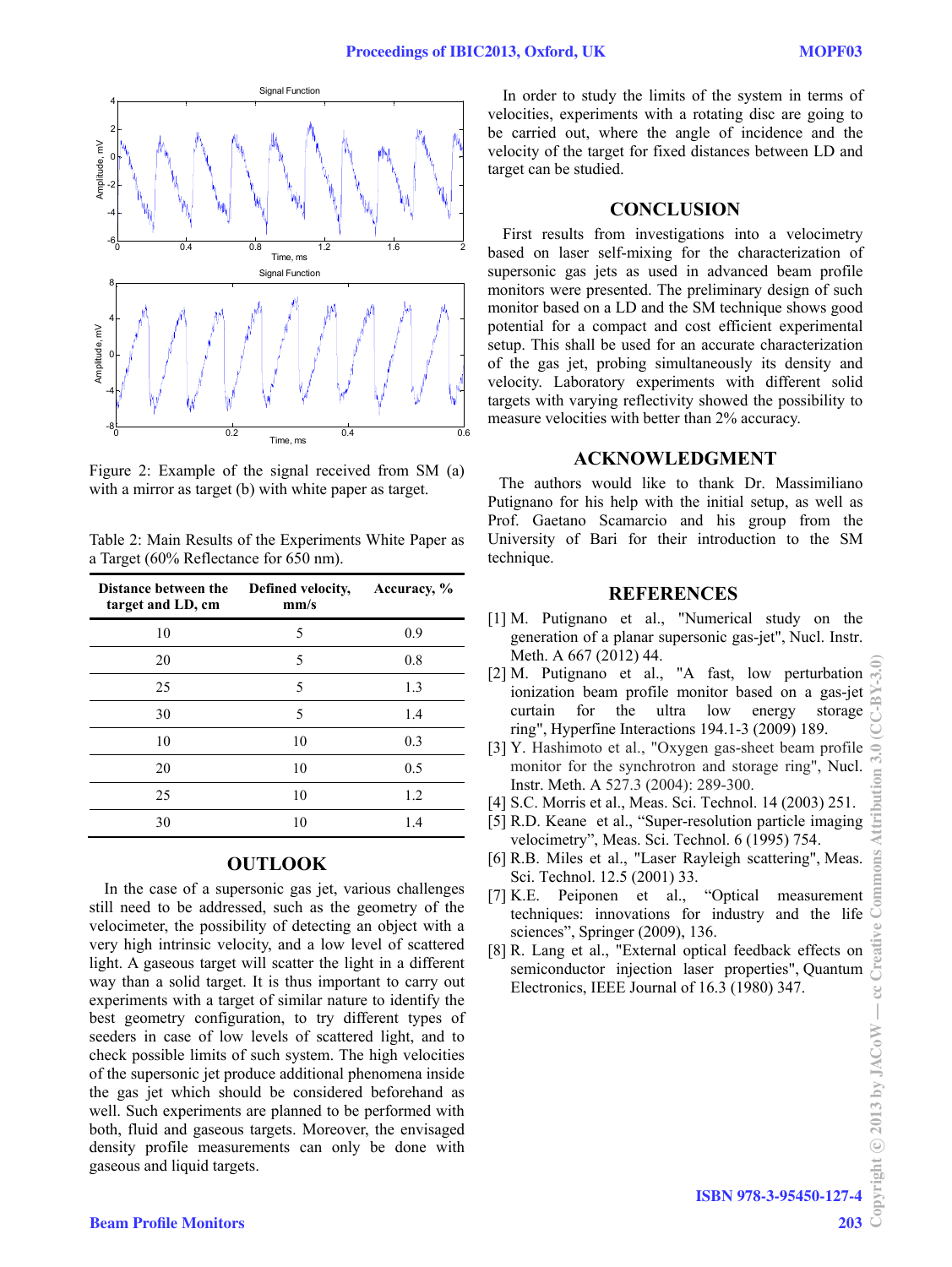Signal Function

Amplitude, mV

4
2
0
-2
-4
-6

0 0.4 0.8 1.2 1.6 2

Time, ms

Signal Function

Amplitude, mV

8
4
0
-4
-8

0 0.2 0.4 0.6

Time, ms

Figure 2: Example of the signal received from SM (a) with a mirror as target (b) with white paper as target.

Table 2: Main Results of the Experiments White Paper as a Target (60% Reflectance for 650 nm).

| Distance between the target and LD, cm | Defined velocity, mm/s | Accuracy, % |
|---|---|---|
| 10 | 5 | 0.9 |
| 20 | 5 | 0.8 |
| 25 | 5 | 1.3 |
| 30 | 5 | 1.4 |
| 10 | 10 | 0.3 |
| 20 | 10 | 0.5 |
| 25 | 10 | 1.2 |
| 30 | 10 | 1.4 |

## OUTLOOK

In the case of a supersonic gas jet, various challenges still need to be addressed, such as the geometry of the velocimeter, the possibility of detecting an object with a very high intrinsic velocity, and a low level of scattered light. A gaseous target will scatter the light in a different way than a solid target. It is thus important to carry out experiments with a target of similar nature to identify the best geometry configuration, to try different types of seeders in case of low levels of scattered light, and to check possible limits of such system. The high velocities of the supersonic jet produce additional phenomena inside the gas jet which should be considered beforehand as well. Such experiments are planned to be performed with both, fluid and gaseous targets. Moreover, the envisaged density profile measurements can only be done with gaseous and liquid targets.

In order to study the limits of the system in terms of velocities, experiments with a rotating disc are going to be carried out, where the angle of incidence and the velocity of the target for fixed distances between LD and target can be studied.

## CONCLUSION

First results from investigations into a velocimetry based on laser self-mixing for the characterization of supersonic gas jets as used in advanced beam profile monitors were presented. The preliminary design of such monitor based on a LD and the SM technique shows good potential for a compact and cost efficient experimental setup. This shall be used for an accurate characterization of the gas jet, probing simultaneously its density and velocity. Laboratory experiments with different solid targets with varying reflectivity showed the possibility to measure velocities with better than 2% accuracy.

## ACKNOWLEDGMENT

The authors would like to thank Dr. Massimiliano Putignano for his help with the initial setup, as well as Prof. Gaetano Scamarcio and his group from the University of Bari for their introduction to the SM technique.

## REFERENCES

[1] M. Putignano et al., "Numerical study on the generation of a planar supersonic gas-jet", Nucl. Instr. Meth. A 667 (2012) 44.

[2] M. Putignano et al., "A fast, low perturbation ionization beam profile monitor based on a gas-jet curtain for the ultra low energy storage ring", Hyperfine Interactions 194.1-3 (2009) 189.

[3] Y. Hashimoto et al., "Oxygen gas-sheet beam profile monitor for the synchrotron and storage ring", Nucl. Instr. Meth. A 527.3 (2004): 289-300.

[4] S.C. Morris et al., Meas. Sci. Technol. 14 (2003) 251.

[5] R.D. Keane et al., "Super-resolution particle imaging velocimetry", Meas. Sci. Technol. 6 (1995) 754.

[6] R.B. Miles et al., "Laser Rayleigh scattering", Meas. Sci. Technol. 12.5 (2001) 33.

[7] K.E. Peiponen et al., "Optical measurement techniques: innovations for industry and the life sciences", Springer (2009), 136.

[8] R. Lang et al., "External optical feedback effects on semiconductor injection laser properties", Quantum Electronics, IEEE Journal of 16.3 (1980) 347.